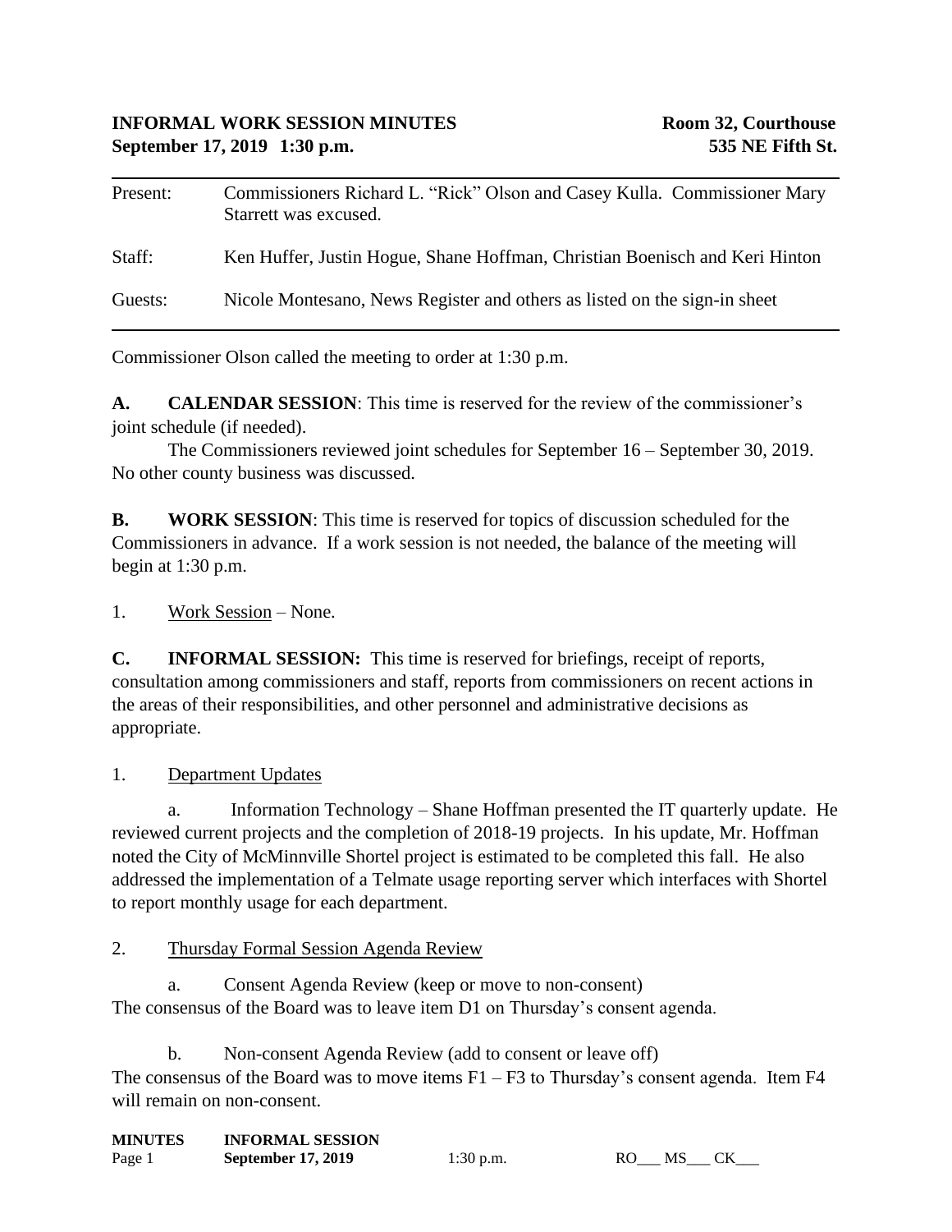**INFORMAL WORK SESSION MINUTES** **Room 32, Courthouse**
**September 17, 2019 1:30 p.m.** **535 NE Fifth St.**

---

| | |
|---|---|
| Present: | Commissioners Richard L. "Rick" Olson and Casey Kulla. Commissioner Mary Starrett was excused. |
| Staff: | Ken Huffer, Justin Hogue, Shane Hoffman, Christian Boenisch and Keri Hinton |
| Guests: | Nicole Montesano, News Register and others as listed on the sign-in sheet |

---

Commissioner Olson called the meeting to order at 1:30 p.m.

**A. CALENDAR SESSION**: This time is reserved for the review of the commissioner's joint schedule (if needed).

The Commissioners reviewed joint schedules for September 16 – September 30, 2019. No other county business was discussed.

**B. WORK SESSION**: This time is reserved for topics of discussion scheduled for the Commissioners in advance. If a work session is not needed, the balance of the meeting will begin at 1:30 p.m.

1. Work Session – None.

**C. INFORMAL SESSION:** This time is reserved for briefings, receipt of reports, consultation among commissioners and staff, reports from commissioners on recent actions in the areas of their responsibilities, and other personnel and administrative decisions as appropriate.

1. Department Updates

a. Information Technology – Shane Hoffman presented the IT quarterly update. He reviewed current projects and the completion of 2018-19 projects. In his update, Mr. Hoffman noted the City of McMinnville Shortel project is estimated to be completed this fall. He also addressed the implementation of a Telmate usage reporting server which interfaces with Shortel to report monthly usage for each department.

2. Thursday Formal Session Agenda Review

a. Consent Agenda Review (keep or move to non-consent)
The consensus of the Board was to leave item D1 on Thursday's consent agenda.

b. Non-consent Agenda Review (add to consent or leave off)
The consensus of the Board was to move items F1 – F3 to Thursday's consent agenda. Item F4 will remain on non-consent.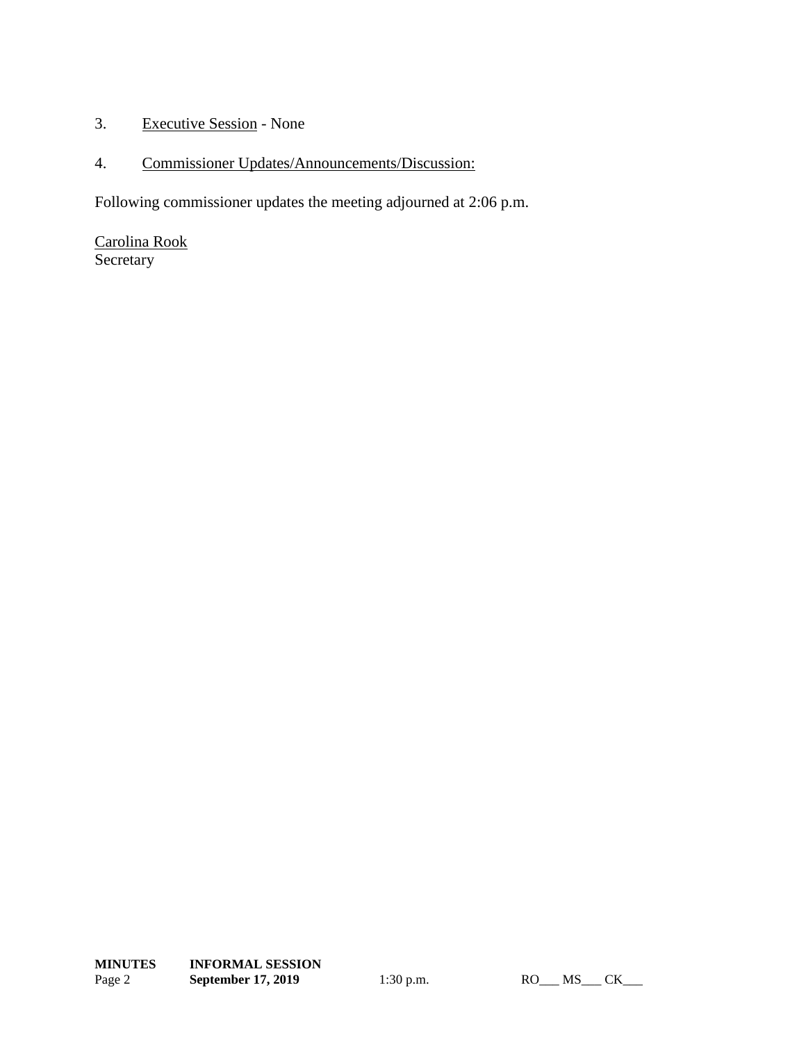3. Executive Session - None

4. Commissioner Updates/Announcements/Discussion:

Following commissioner updates the meeting adjourned at 2:06 p.m.

Carolina Rook
Secretary